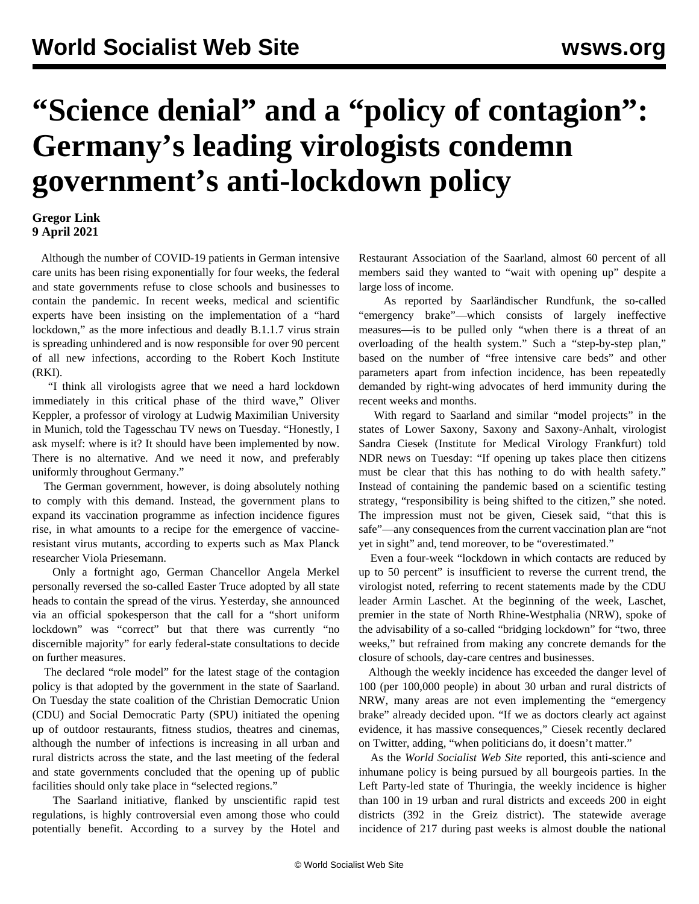# “Science denial” and a “policy of contagion”: Germany’s leading virologists condemn government’s anti-lockdown policy

**Gregor Link**
**9 April 2021**

Although the number of COVID-19 patients in German intensive care units has been rising exponentially for four weeks, the federal and state governments refuse to close schools and businesses to contain the pandemic. In recent weeks, medical and scientific experts have been insisting on the implementation of a “hard lockdown,” as the more infectious and deadly B.1.1.7 virus strain is spreading unhindered and is now responsible for over 90 percent of all new infections, according to the Robert Koch Institute (RKI).

“I think all virologists agree that we need a hard lockdown immediately in this critical phase of the third wave,” Oliver Keppler, a professor of virology at Ludwig Maximilian University in Munich, told the Tagesschau TV news on Tuesday. “Honestly, I ask myself: where is it? It should have been implemented by now. There is no alternative. And we need it now, and preferably uniformly throughout Germany.”

The German government, however, is doing absolutely nothing to comply with this demand. Instead, the government plans to expand its vaccination programme as infection incidence figures rise, in what amounts to a recipe for the emergence of vaccine-resistant virus mutants, according to experts such as Max Planck researcher Viola Priesemann.

Only a fortnight ago, German Chancellor Angela Merkel personally reversed the so-called Easter Truce adopted by all state heads to contain the spread of the virus. Yesterday, she announced via an official spokesperson that the call for a “short uniform lockdown” was “correct” but that there was currently “no discernible majority” for early federal-state consultations to decide on further measures.

The declared “role model” for the latest stage of the contagion policy is that adopted by the government in the state of Saarland. On Tuesday the state coalition of the Christian Democratic Union (CDU) and Social Democratic Party (SPU) initiated the opening up of outdoor restaurants, fitness studios, theatres and cinemas, although the number of infections is increasing in all urban and rural districts across the state, and the last meeting of the federal and state governments concluded that the opening up of public facilities should only take place in “selected regions.”

The Saarland initiative, flanked by unscientific rapid test regulations, is highly controversial even among those who could potentially benefit. According to a survey by the Hotel and Restaurant Association of the Saarland, almost 60 percent of all members said they wanted to “wait with opening up” despite a large loss of income.

As reported by Saarländischer Rundfunk, the so-called “emergency brake”—which consists of largely ineffective measures—is to be pulled only “when there is a threat of an overloading of the health system.” Such a “step-by-step plan,” based on the number of “free intensive care beds” and other parameters apart from infection incidence, has been repeatedly demanded by right-wing advocates of herd immunity during the recent weeks and months.

With regard to Saarland and similar “model projects” in the states of Lower Saxony, Saxony and Saxony-Anhalt, virologist Sandra Ciesek (Institute for Medical Virology Frankfurt) told NDR news on Tuesday: “If opening up takes place then citizens must be clear that this has nothing to do with health safety.” Instead of containing the pandemic based on a scientific testing strategy, “responsibility is being shifted to the citizen,” she noted. The impression must not be given, Ciesek said, “that this is safe”—any consequences from the current vaccination plan are “not yet in sight” and, tend moreover, to be “overestimated.”

Even a four-week “lockdown in which contacts are reduced by up to 50 percent” is insufficient to reverse the current trend, the virologist noted, referring to recent statements made by the CDU leader Armin Laschet. At the beginning of the week, Laschet, premier in the state of North Rhine-Westphalia (NRW), spoke of the advisability of a so-called “bridging lockdown” for “two, three weeks,” but refrained from making any concrete demands for the closure of schools, day-care centres and businesses.

Although the weekly incidence has exceeded the danger level of 100 (per 100,000 people) in about 30 urban and rural districts of NRW, many areas are not even implementing the “emergency brake” already decided upon. “If we as doctors clearly act against evidence, it has massive consequences,” Ciesek recently declared on Twitter, adding, “when politicians do, it doesn’t matter.”

As the *World Socialist Web Site* reported, this anti-science and inhumane policy is being pursued by all bourgeois parties. In the Left Party-led state of Thuringia, the weekly incidence is higher than 100 in 19 urban and rural districts and exceeds 200 in eight districts (392 in the Greiz district). The statewide average incidence of 217 during past weeks is almost double the national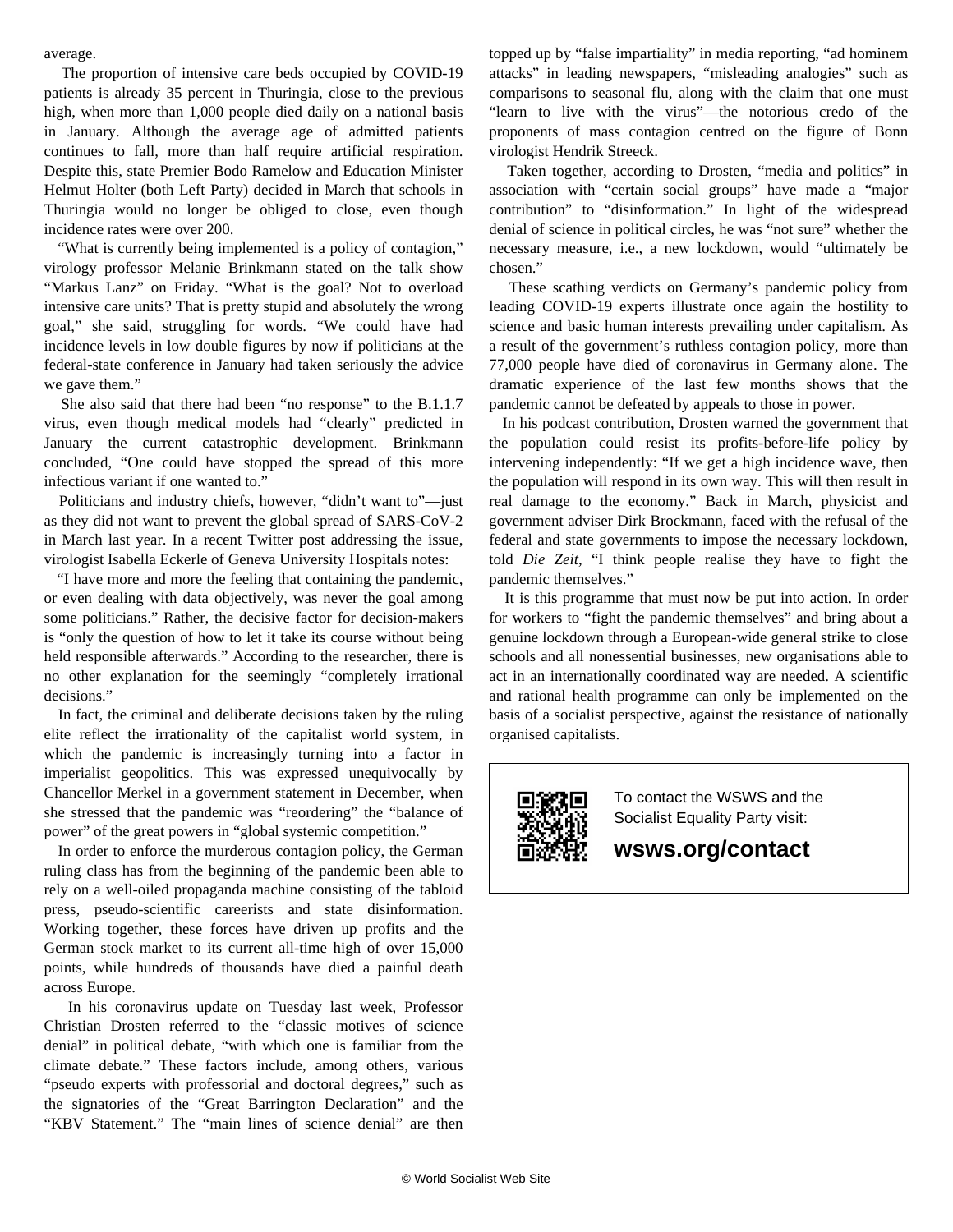average.

The proportion of intensive care beds occupied by COVID-19 patients is already 35 percent in Thuringia, close to the previous high, when more than 1,000 people died daily on a national basis in January. Although the average age of admitted patients continues to fall, more than half require artificial respiration. Despite this, state Premier Bodo Ramelow and Education Minister Helmut Holter (both Left Party) decided in March that schools in Thuringia would no longer be obliged to close, even though incidence rates were over 200.

"What is currently being implemented is a policy of contagion," virology professor Melanie Brinkmann stated on the talk show "Markus Lanz" on Friday. "What is the goal? Not to overload intensive care units? That is pretty stupid and absolutely the wrong goal," she said, struggling for words. "We could have had incidence levels in low double figures by now if politicians at the federal-state conference in January had taken seriously the advice we gave them."

She also said that there had been "no response" to the B.1.1.7 virus, even though medical models had "clearly" predicted in January the current catastrophic development. Brinkmann concluded, "One could have stopped the spread of this more infectious variant if one wanted to."

Politicians and industry chiefs, however, "didn't want to"—just as they did not want to prevent the global spread of SARS-CoV-2 in March last year. In a recent Twitter post addressing the issue, virologist Isabella Eckerle of Geneva University Hospitals notes:

"I have more and more the feeling that containing the pandemic, or even dealing with data objectively, was never the goal among some politicians." Rather, the decisive factor for decision-makers is "only the question of how to let it take its course without being held responsible afterwards." According to the researcher, there is no other explanation for the seemingly "completely irrational decisions."

In fact, the criminal and deliberate decisions taken by the ruling elite reflect the irrationality of the capitalist world system, in which the pandemic is increasingly turning into a factor in imperialist geopolitics. This was expressed unequivocally by Chancellor Merkel in a government statement in December, when she stressed that the pandemic was "reordering" the "balance of power" of the great powers in "global systemic competition."

In order to enforce the murderous contagion policy, the German ruling class has from the beginning of the pandemic been able to rely on a well-oiled propaganda machine consisting of the tabloid press, pseudo-scientific careerists and state disinformation. Working together, these forces have driven up profits and the German stock market to its current all-time high of over 15,000 points, while hundreds of thousands have died a painful death across Europe.

In his coronavirus update on Tuesday last week, Professor Christian Drosten referred to the "classic motives of science denial" in political debate, "with which one is familiar from the climate debate." These factors include, among others, various "pseudo experts with professorial and doctoral degrees," such as the signatories of the "Great Barrington Declaration" and the "KBV Statement." The "main lines of science denial" are then topped up by "false impartiality" in media reporting, "ad hominem attacks" in leading newspapers, "misleading analogies" such as comparisons to seasonal flu, along with the claim that one must "learn to live with the virus"—the notorious credo of the proponents of mass contagion centred on the figure of Bonn virologist Hendrik Streeck.

Taken together, according to Drosten, "media and politics" in association with "certain social groups" have made a "major contribution" to "disinformation." In light of the widespread denial of science in political circles, he was "not sure" whether the necessary measure, i.e., a new lockdown, would "ultimately be chosen."

These scathing verdicts on Germany's pandemic policy from leading COVID-19 experts illustrate once again the hostility to science and basic human interests prevailing under capitalism. As a result of the government's ruthless contagion policy, more than 77,000 people have died of coronavirus in Germany alone. The dramatic experience of the last few months shows that the pandemic cannot be defeated by appeals to those in power.

In his podcast contribution, Drosten warned the government that the population could resist its profits-before-life policy by intervening independently: "If we get a high incidence wave, then the population will respond in its own way. This will then result in real damage to the economy." Back in March, physicist and government adviser Dirk Brockmann, faced with the refusal of the federal and state governments to impose the necessary lockdown, told *Die Zeit*, "I think people realise they have to fight the pandemic themselves."

It is this programme that must now be put into action. In order for workers to "fight the pandemic themselves" and bring about a genuine lockdown through a European-wide general strike to close schools and all nonessential businesses, new organisations able to act in an internationally coordinated way are needed. A scientific and rational health programme can only be implemented on the basis of a socialist perspective, against the resistance of nationally organised capitalists.

To contact the WSWS and the Socialist Equality Party visit:

**wsws.org/contact**